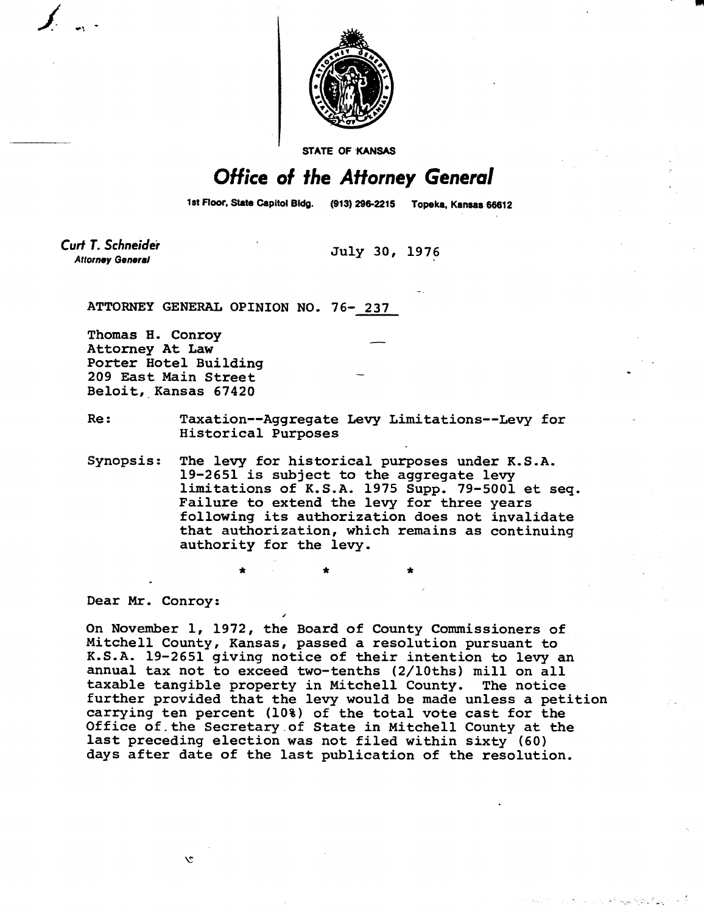STATE OF KANSAS

# Office of the Attorney General

1st Floor, State Capitol Bldg. (913) 296-2215 Topeka, Kansas 66612

*Curt T. Schneider*
*Attorney General*

July 30, 1976

ATTORNEY GENERAL OPINION NO. 76- 237

Thomas H. Conroy
Attorney At Law
Porter Hotel Building
209 East Main Street
Beloit, Kansas 67420

Re: Taxation--Aggregate Levy Limitations--Levy for Historical Purposes

Synopsis: The levy for historical purposes under K.S.A. 19-2651 is subject to the aggregate levy limitations of K.S.A. 1975 Supp. 79-5001 et seq. Failure to extend the levy for three years following its authorization does not invalidate that authorization, which remains as continuing authority for the levy.

\* \* \*

Dear Mr. Conroy:

On November 1, 1972, the Board of County Commissioners of Mitchell County, Kansas, passed a resolution pursuant to K.S.A. 19-2651 giving notice of their intention to levy an annual tax not to exceed two-tenths (2/10ths) mill on all taxable tangible property in Mitchell County. The notice further provided that the levy would be made unless a petition carrying ten percent (10%) of the total vote cast for the Office of the Secretary of State in Mitchell County at the last preceding election was not filed within sixty (60) days after date of the last publication of the resolution.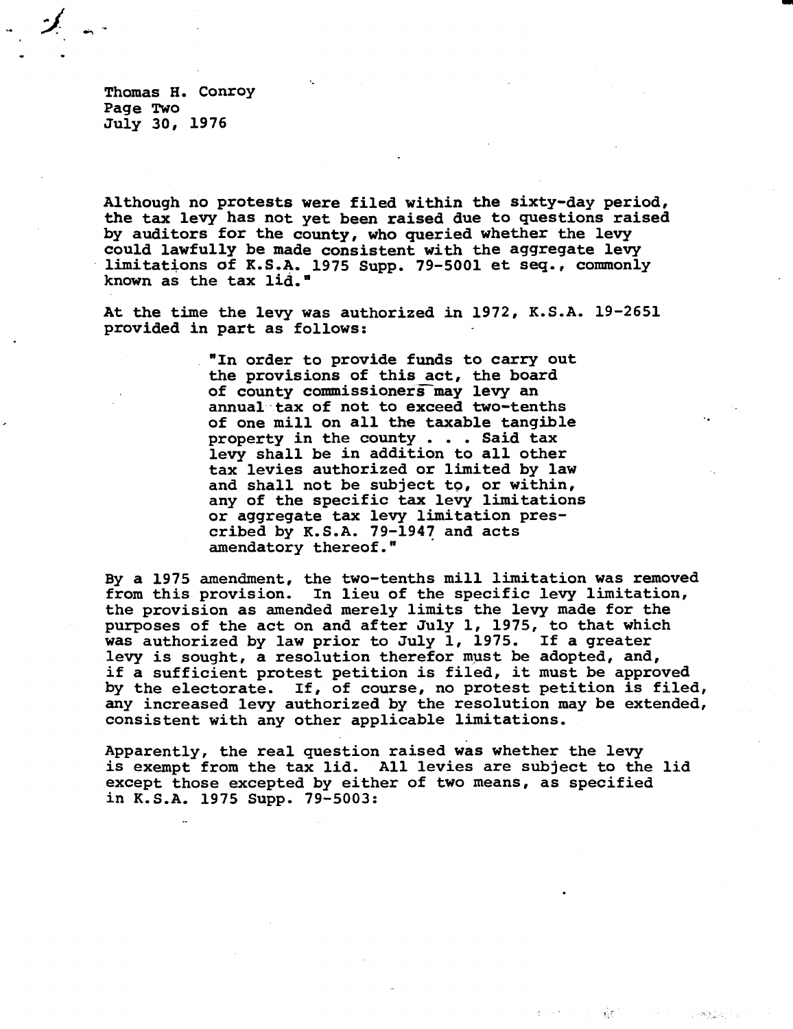Although no protests were filed within the sixty-day period, the tax levy has not yet been raised due to questions raised by auditors for the county, who queried whether the levy could lawfully be made consistent with the aggregate levy limitations of K.S.A. 1975 Supp. 79-5001 et seq., commonly known as the tax lid."

At the time the levy was authorized in 1972, K.S.A. 19-2651 provided in part as follows:

> "In order to provide funds to carry out the provisions of this act, the board of county commissioners may levy an annual tax of not to exceed two-tenths of one mill on all the taxable tangible property in the county . . . Said tax levy shall be in addition to all other tax levies authorized or limited by law and shall not be subject to, or within, any of the specific tax levy limitations or aggregate tax levy limitation prescribed by K.S.A. 79-1947 and acts amendatory thereof."

By a 1975 amendment, the two-tenths mill limitation was removed from this provision. In lieu of the specific levy limitation, the provision as amended merely limits the levy made for the purposes of the act on and after July 1, 1975, to that which was authorized by law prior to July 1, 1975. If a greater levy is sought, a resolution therefor must be adopted, and, if a sufficient protest petition is filed, it must be approved by the electorate. If, of course, no protest petition is filed, any increased levy authorized by the resolution may be extended, consistent with any other applicable limitations.

Apparently, the real question raised was whether the levy is exempt from the tax lid. All levies are subject to the lid except those excepted by either of two means, as specified in K.S.A. 1975 Supp. 79-5003: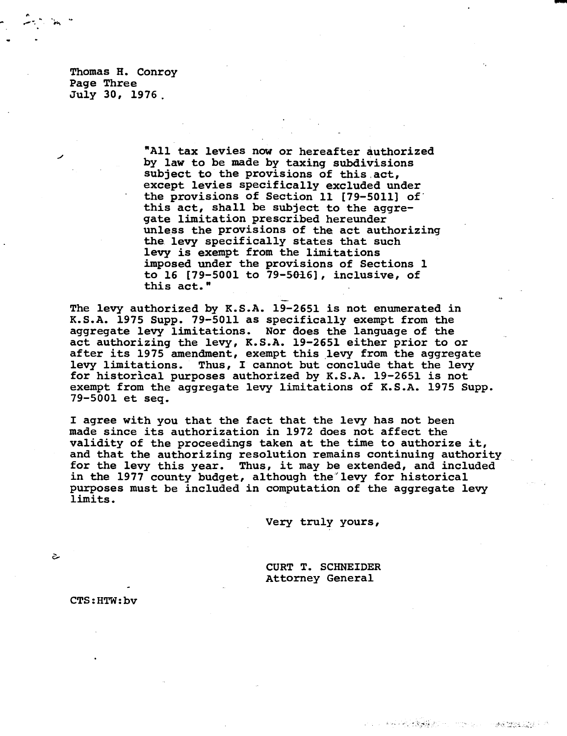Thomas H. Conroy
Page Three
July 30, 1976.

> "All tax levies now or hereafter authorized by law to be made by taxing subdivisions subject to the provisions of this act, except levies specifically excluded under the provisions of Section 11 [79-5011] of this act, shall be subject to the aggregate limitation prescribed hereunder unless the provisions of the act authorizing the levy specifically states that such levy is exempt from the limitations imposed under the provisions of Sections 1 to 16 [79-5001 to 79-5016], inclusive, of this act."

The levy authorized by K.S.A. 19-2651 is not enumerated in K.S.A. 1975 Supp. 79-5011 as specifically exempt from the aggregate levy limitations. Nor does the language of the act authorizing the levy, K.S.A. 19-2651 either prior to or after its 1975 amendment, exempt this levy from the aggregate levy limitations. Thus, I cannot but conclude that the levy for historical purposes authorized by K.S.A. 19-2651 is not exempt from the aggregate levy limitations of K.S.A. 1975 Supp. 79-5001 et seq.

I agree with you that the fact that the levy has not been made since its authorization in 1972 does not affect the validity of the proceedings taken at the time to authorize it, and that the authorizing resolution remains continuing authority for the levy this year. Thus, it may be extended, and included in the 1977 county budget, although the levy for historical purposes must be included in computation of the aggregate levy limits.

Very truly yours,

CURT T. SCHNEIDER
Attorney General

CTS:HTW:bv